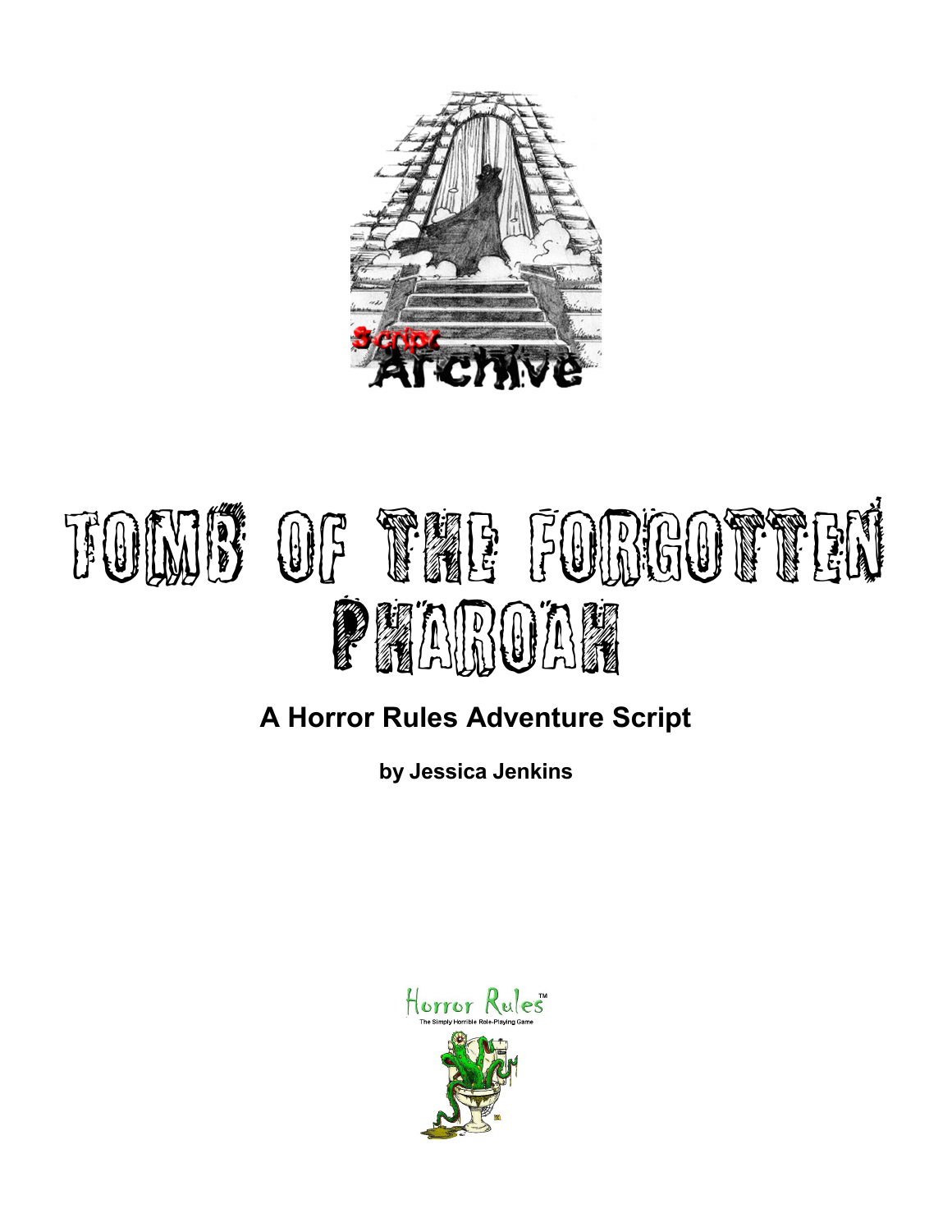# Tomb of the Forgotten Pharoah

## A Horror Rules Adventure Script

**by Jessica Jenkins**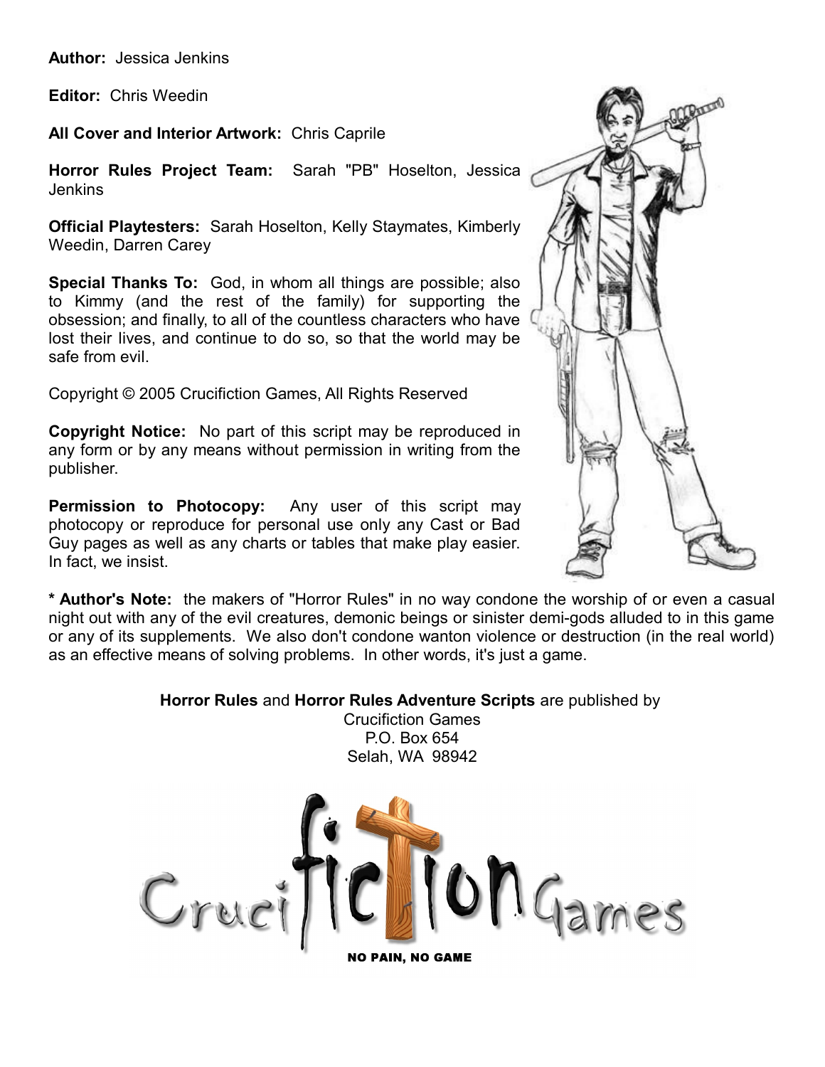**Author:** Jessica Jenkins

**Editor:** Chris Weedin

**All Cover and Interior Artwork:** Chris Caprile

**Horror Rules Project Team:** Sarah "PB" Hoselton, Jessica Jenkins

**Official Playtesters:** Sarah Hoselton, Kelly Staymates, Kimberly Weedin, Darren Carey

**Special Thanks To:** God, in whom all things are possible; also to Kimmy (and the rest of the family) for supporting the obsession; and finally, to all of the countless characters who have lost their lives, and continue to do so, so that the world may be safe from evil.

Copyright © 2005 Crucifiction Games, All Rights Reserved

**Copyright Notice:** No part of this script may be reproduced in any form or by any means without permission in writing from the publisher.

**Permission to Photocopy:** Any user of this script may photocopy or reproduce for personal use only any Cast or Bad Guy pages as well as any charts or tables that make play easier. In fact, we insist.

**\* Author's Note:** the makers of "Horror Rules" in no way condone the worship of or even a casual night out with any of the evil creatures, demonic beings or sinister demi-gods alluded to in this game or any of its supplements. We also don't condone wanton violence or destruction (in the real world) as an effective means of solving problems. In other words, it's just a game.

**Horror Rules** and **Horror Rules Adventure Scripts** are published by
Crucifiction Games
P.O. Box 654
Selah, WA 98942

Crucifiction Games

**NO PAIN, NO GAME**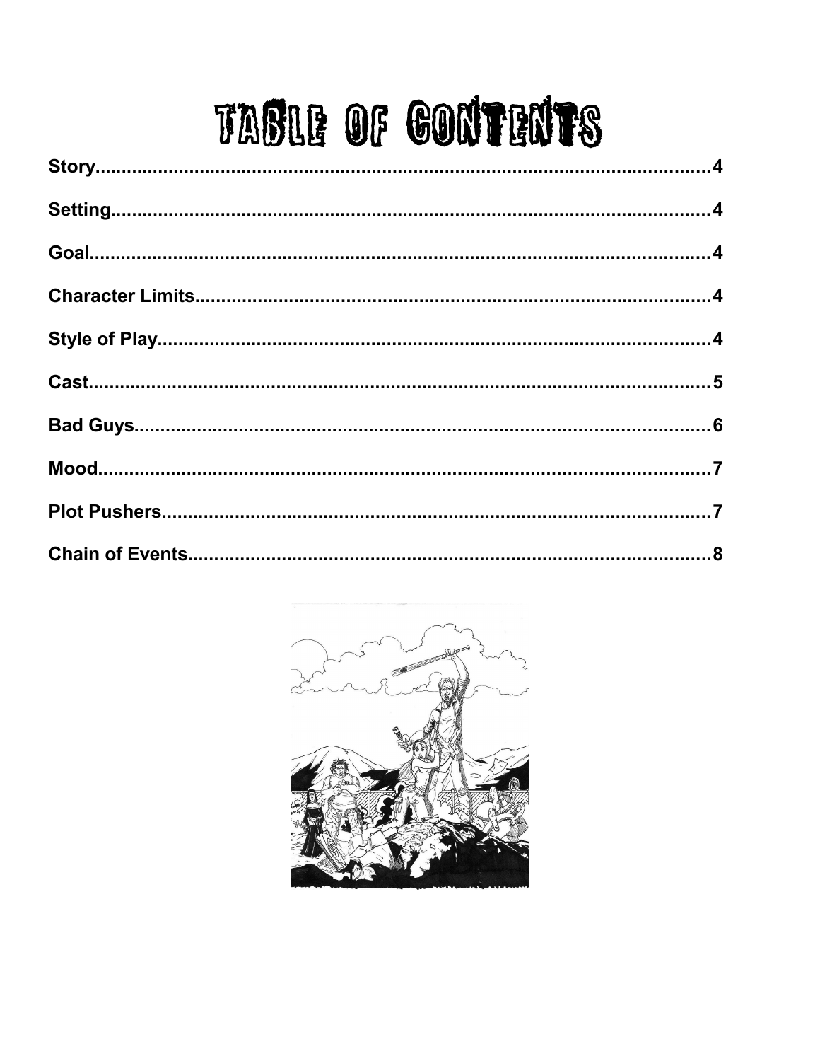# TABLE OF CONTENTS

- Story....4
- Setting....4
- Goal....4
- Character Limits....4
- Style of Play....4
- Cast....5
- Bad Guys....6
- Mood....7
- Plot Pushers....7
- Chain of Events....8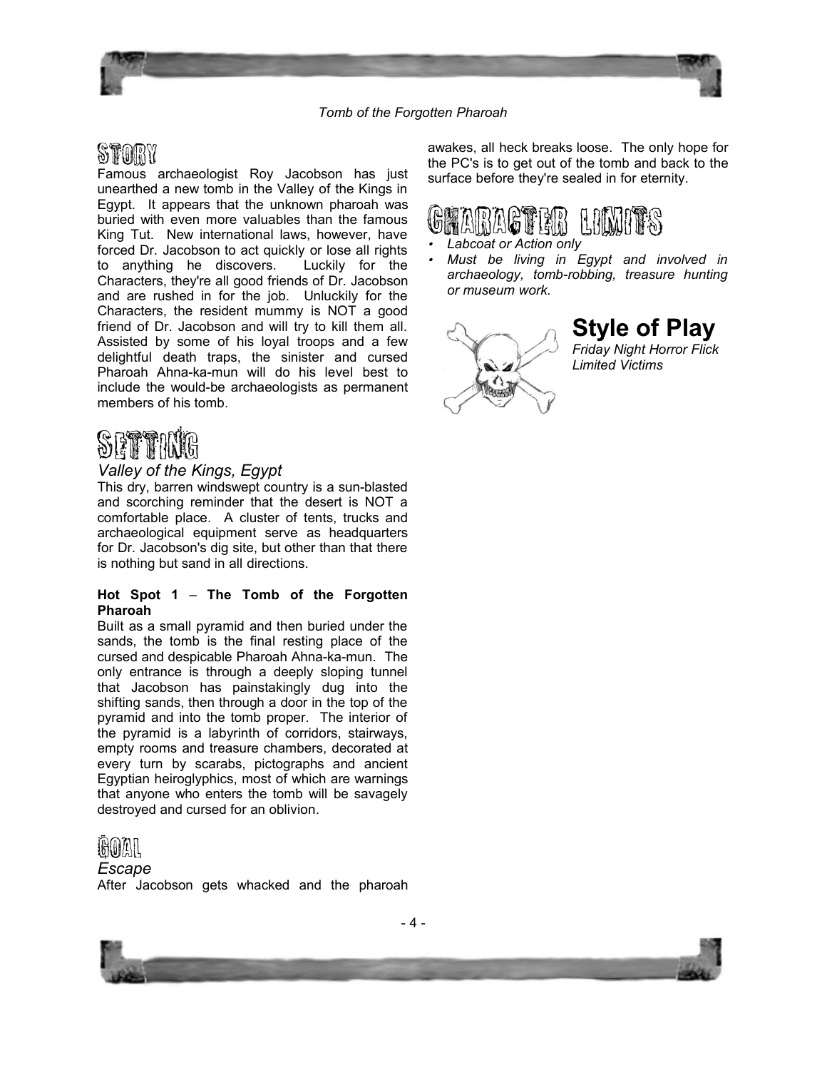## Story

Famous archaeologist Roy Jacobson has just unearthed a new tomb in the Valley of the Kings in Egypt. It appears that the unknown pharoah was buried with even more valuables than the famous King Tut. New international laws, however, have forced Dr. Jacobson to act quickly or lose all rights to anything he discovers. Luckily for the Characters, they're all good friends of Dr. Jacobson and are rushed in for the job. Unluckily for the Characters, the resident mummy is NOT a good friend of Dr. Jacobson and will try to kill them all. Assisted by some of his loyal troops and a few delightful death traps, the sinister and cursed Pharoah Ahna-ka-mun will do his level best to include the would-be archaeologists as permanent members of his tomb.

## Setting

*Valley of the Kings, Egypt*

This dry, barren windswept country is a sun-blasted and scorching reminder that the desert is NOT a comfortable place. A cluster of tents, trucks and archaeological equipment serve as headquarters for Dr. Jacobson's dig site, but other than that there is nothing but sand in all directions.

**Hot Spot 1 – The Tomb of the Forgotten Pharoah**

Built as a small pyramid and then buried under the sands, the tomb is the final resting place of the cursed and despicable Pharoah Ahna-ka-mun. The only entrance is through a deeply sloping tunnel that Jacobson has painstakingly dug into the shifting sands, then through a door in the top of the pyramid and into the tomb proper. The interior of the pyramid is a labyrinth of corridors, stairways, empty rooms and treasure chambers, decorated at every turn by scarabs, pictographs and ancient Egyptian heiroglyphics, most of which are warnings that anyone who enters the tomb will be savagely destroyed and cursed for an oblivion.

## Goal

*Escape*

After Jacobson gets whacked and the pharoah awakes, all heck breaks loose. The only hope for the PC's is to get out of the tomb and back to the surface before they're sealed in for eternity.

## Character Limits

- *Labcoat or Action only*
- *Must be living in Egypt and involved in archaeology, tomb-robbing, treasure hunting or museum work.*

## Style of Play

*Friday Night Horror Flick*
*Limited Victims*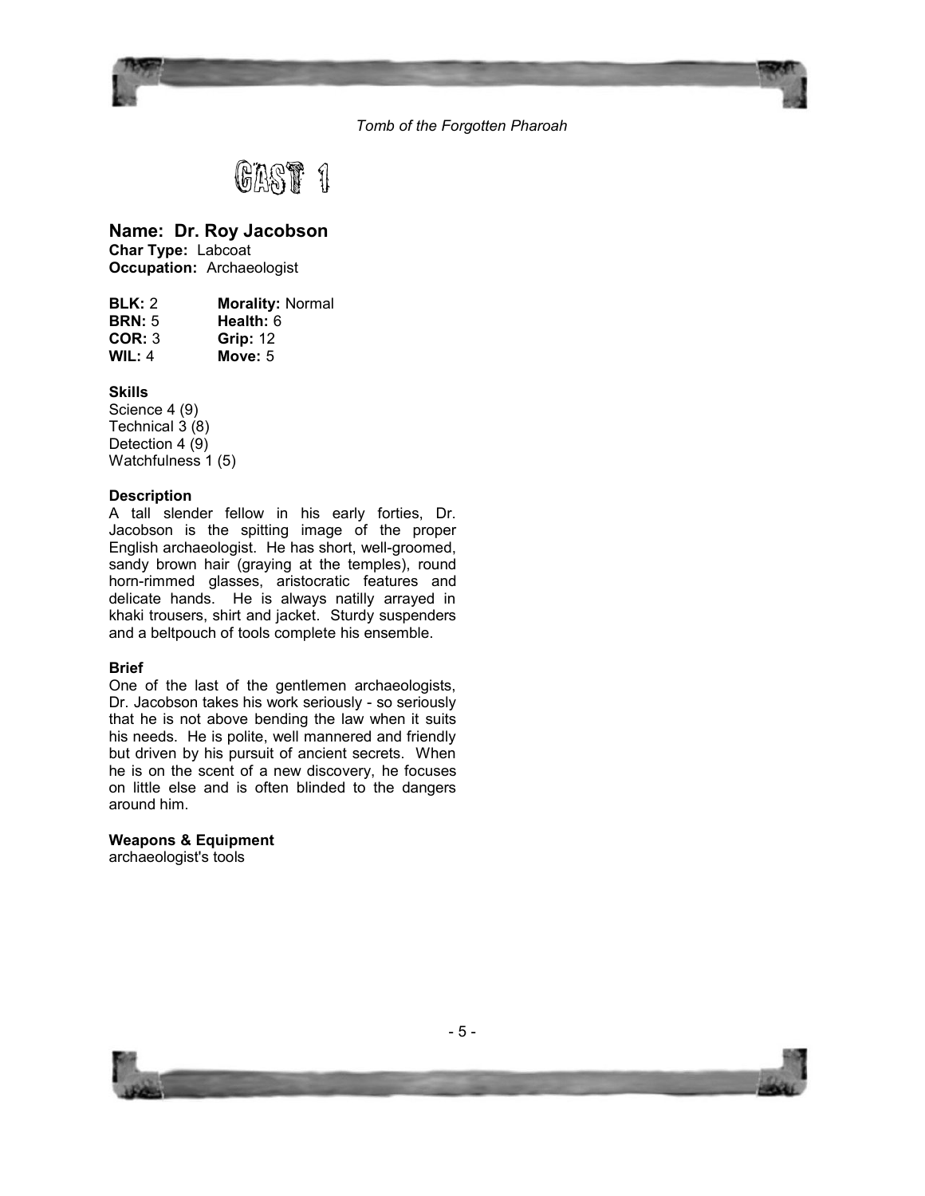# CAST 1

## Name: Dr. Roy Jacobson

**Char Type:** Labcoat
**Occupation:** Archaeologist

| | |
|---|---|
| **BLK:** 2 | **Morality:** Normal |
| **BRN:** 5 | **Health:** 6 |
| **COR:** 3 | **Grip:** 12 |
| **WIL:** 4 | **Move:** 5 |

**Skills**

Science 4 (9)
Technical 3 (8)
Detection 4 (9)
Watchfulness 1 (5)

**Description**

A tall slender fellow in his early forties, Dr. Jacobson is the spitting image of the proper English archaeologist. He has short, well-groomed, sandy brown hair (graying at the temples), round horn-rimmed glasses, aristocratic features and delicate hands. He is always natilly arrayed in khaki trousers, shirt and jacket. Sturdy suspenders and a beltpouch of tools complete his ensemble.

**Brief**

One of the last of the gentlemen archaeologists, Dr. Jacobson takes his work seriously - so seriously that he is not above bending the law when it suits his needs. He is polite, well mannered and friendly but driven by his pursuit of ancient secrets. When he is on the scent of a new discovery, he focuses on little else and is often blinded to the dangers around him.

**Weapons & Equipment**

archaeologist's tools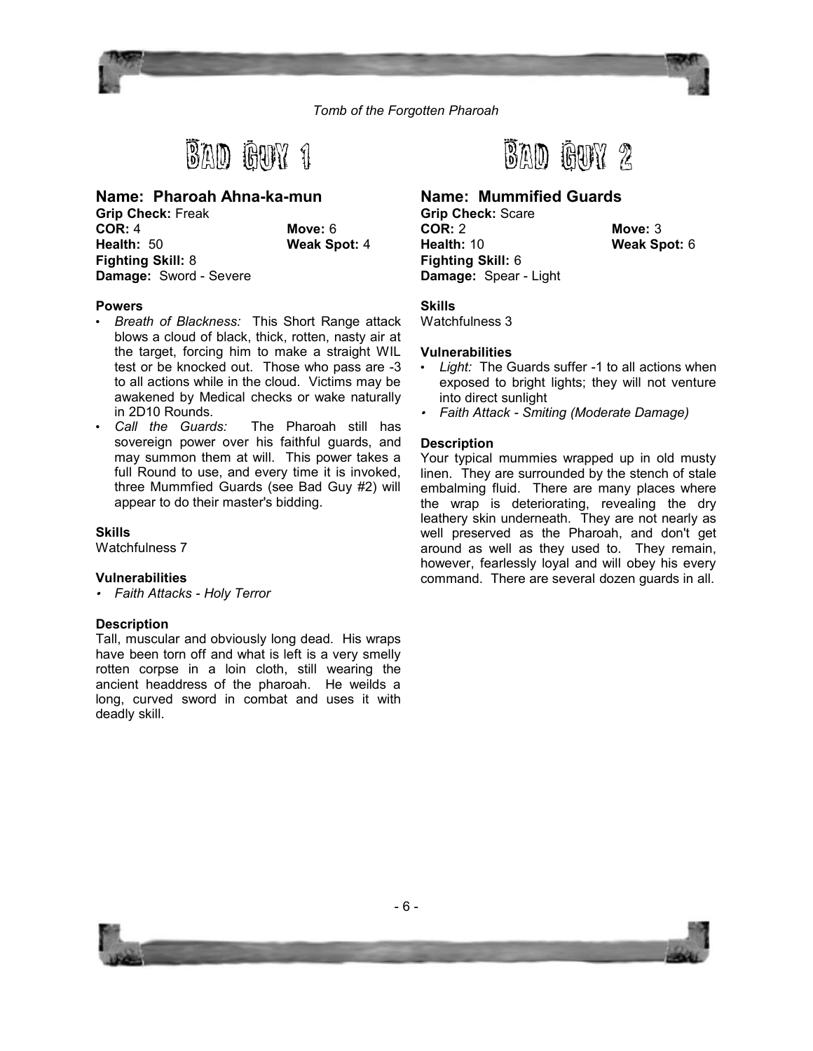# Bad Guy 1

## Name: Pharoah Ahna-ka-mun

**Grip Check:** Freak
**COR:** 4 **Move:** 6
**Health:** 50 **Weak Spot:** 4
**Fighting Skill:** 8
**Damage:** Sword - Severe

### Powers

- *Breath of Blackness:* This Short Range attack blows a cloud of black, thick, rotten, nasty air at the target, forcing him to make a straight WIL test or be knocked out. Those who pass are -3 to all actions while in the cloud. Victims may be awakened by Medical checks or wake naturally in 2D10 Rounds.
- *Call the Guards:* The Pharoah still has sovereign power over his faithful guards, and may summon them at will. This power takes a full Round to use, and every time it is invoked, three Mummfied Guards (see Bad Guy #2) will appear to do their master's bidding.

### Skills

Watchfulness 7

### Vulnerabilities

- *Faith Attacks - Holy Terror*

### Description

Tall, muscular and obviously long dead. His wraps have been torn off and what is left is a very smelly rotten corpse in a loin cloth, still wearing the ancient headdress of the pharoah. He weilds a long, curved sword in combat and uses it with deadly skill.

# Bad Guy 2

## Name: Mummified Guards

**Grip Check:** Scare
**COR:** 2 **Move:** 3
**Health:** 10 **Weak Spot:** 6
**Fighting Skill:** 6
**Damage:** Spear - Light

### Skills

Watchfulness 3

### Vulnerabilities

- *Light:* The Guards suffer -1 to all actions when exposed to bright lights; they will not venture into direct sunlight
- *Faith Attack - Smiting (Moderate Damage)*

### Description

Your typical mummies wrapped up in old musty linen. They are surrounded by the stench of stale embalming fluid. There are many places where the wrap is deteriorating, revealing the dry leathery skin underneath. They are not nearly as well preserved as the Pharoah, and don't get around as well as they used to. They remain, however, fearlessly loyal and will obey his every command. There are several dozen guards in all.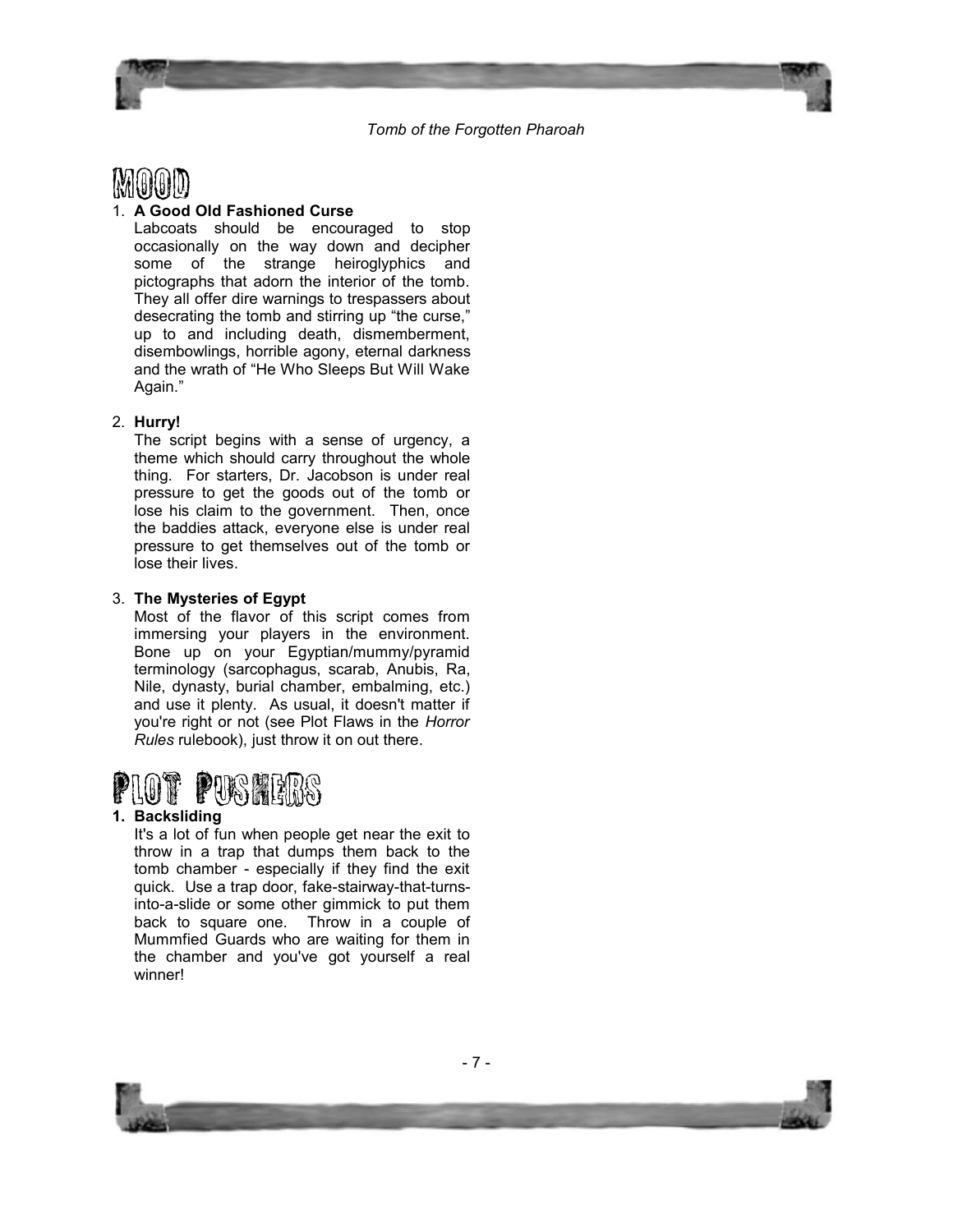# MOOD

1. **A Good Old Fashioned Curse**
   Labcoats should be encouraged to stop occasionally on the way down and decipher some of the strange heiroglyphics and pictographs that adorn the interior of the tomb. They all offer dire warnings to trespassers about desecrating the tomb and stirring up "the curse," up to and including death, dismemberment, disembowlings, horrible agony, eternal darkness and the wrath of "He Who Sleeps But Will Wake Again."

2. **Hurry!**
   The script begins with a sense of urgency, a theme which should carry throughout the whole thing. For starters, Dr. Jacobson is under real pressure to get the goods out of the tomb or lose his claim to the government. Then, once the baddies attack, everyone else is under real pressure to get themselves out of the tomb or lose their lives.

3. **The Mysteries of Egypt**
   Most of the flavor of this script comes from immersing your players in the environment. Bone up on your Egyptian/mummy/pyramid terminology (sarcophagus, scarab, Anubis, Ra, Nile, dynasty, burial chamber, embalming, etc.) and use it plenty. As usual, it doesn't matter if you're right or not (see Plot Flaws in the *Horror Rules* rulebook), just throw it on out there.

# PLOT PUSHERS

1. **Backsliding**
   It's a lot of fun when people get near the exit to throw in a trap that dumps them back to the tomb chamber - especially if they find the exit quick. Use a trap door, fake-stairway-that-turns-into-a-slide or some other gimmick to put them back to square one. Throw in a couple of Mummfied Guards who are waiting for them in the chamber and you've got yourself a real winner!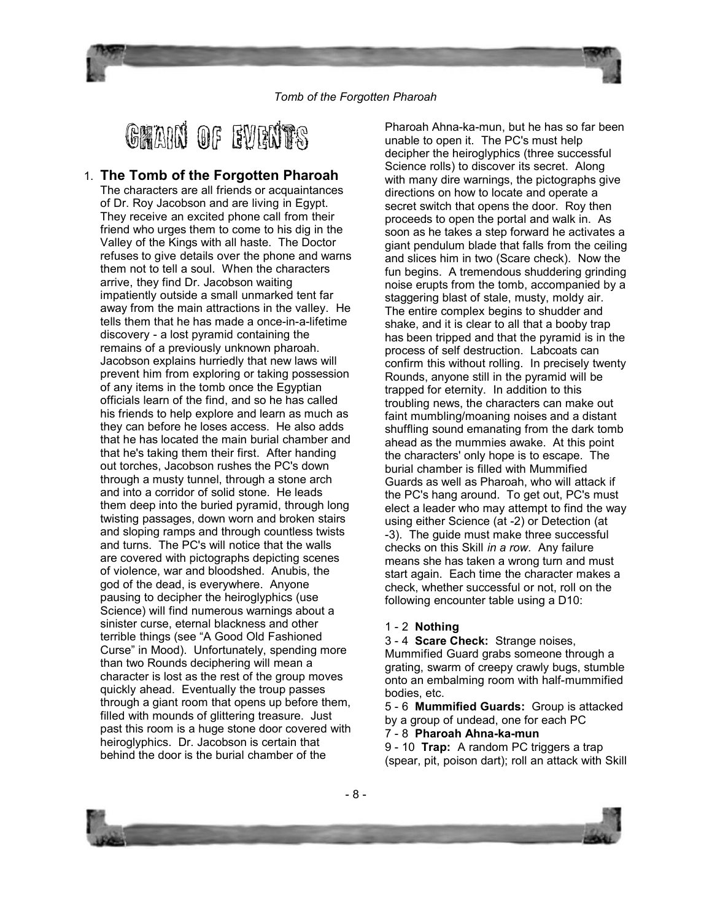# Chain of Events

## 1. The Tomb of the Forgotten Pharoah

The characters are all friends or acquaintances of Dr. Roy Jacobson and are living in Egypt. They receive an excited phone call from their friend who urges them to come to his dig in the Valley of the Kings with all haste. The Doctor refuses to give details over the phone and warns them not to tell a soul. When the characters arrive, they find Dr. Jacobson waiting impatiently outside a small unmarked tent far away from the main attractions in the valley. He tells them that he has made a once-in-a-lifetime discovery - a lost pyramid containing the remains of a previously unknown pharoah. Jacobson explains hurriedly that new laws will prevent him from exploring or taking possession of any items in the tomb once the Egyptian officials learn of the find, and so he has called his friends to help explore and learn as much as they can before he loses access. He also adds that he has located the main burial chamber and that he's taking them their first. After handing out torches, Jacobson rushes the PC's down through a musty tunnel, through a stone arch and into a corridor of solid stone. He leads them deep into the buried pyramid, through long twisting passages, down worn and broken stairs and sloping ramps and through countless twists and turns. The PC's will notice that the walls are covered with pictographs depicting scenes of violence, war and bloodshed. Anubis, the god of the dead, is everywhere. Anyone pausing to decipher the heiroglyphics (use Science) will find numerous warnings about a sinister curse, eternal blackness and other terrible things (see "A Good Old Fashioned Curse" in Mood). Unfortunately, spending more than two Rounds deciphering will mean a character is lost as the rest of the group moves quickly ahead. Eventually the troup passes through a giant room that opens up before them, filled with mounds of glittering treasure. Just past this room is a huge stone door covered with heiroglyphics. Dr. Jacobson is certain that behind the door is the burial chamber of the Pharoah Ahna-ka-mun, but he has so far been unable to open it. The PC's must help decipher the heiroglyphics (three successful Science rolls) to discover its secret. Along with many dire warnings, the pictographs give directions on how to locate and operate a secret switch that opens the door. Roy then proceeds to open the portal and walk in. As soon as he takes a step forward he activates a giant pendulum blade that falls from the ceiling and slices him in two (Scare check). Now the fun begins. A tremendous shuddering grinding noise erupts from the tomb, accompanied by a staggering blast of stale, musty, moldy air. The entire complex begins to shudder and shake, and it is clear to all that a booby trap has been tripped and that the pyramid is in the process of self destruction. Labcoats can confirm this without rolling. In precisely twenty Rounds, anyone still in the pyramid will be trapped for eternity. In addition to this troubling news, the characters can make out faint mumbling/moaning noises and a distant shuffling sound emanating from the dark tomb ahead as the mummies awake. At this point the characters' only hope is to escape. The burial chamber is filled with Mummified Guards as well as Pharoah, who will attack if the PC's hang around. To get out, PC's must elect a leader who may attempt to find the way using either Science (at -2) or Detection (at -3). The guide must make three successful checks on this Skill *in a row*. Any failure means she has taken a wrong turn and must start again. Each time the character makes a check, whether successful or not, roll on the following encounter table using a D10:

1 - 2 **Nothing**

3 - 4 **Scare Check:** Strange noises, Mummified Guard grabs someone through a grating, swarm of creepy crawly bugs, stumble onto an embalming room with half-mummified bodies, etc.

5 - 6 **Mummified Guards:** Group is attacked by a group of undead, one for each PC

7 - 8 **Pharoah Ahna-ka-mun**

9 - 10 **Trap:** A random PC triggers a trap (spear, pit, poison dart); roll an attack with Skill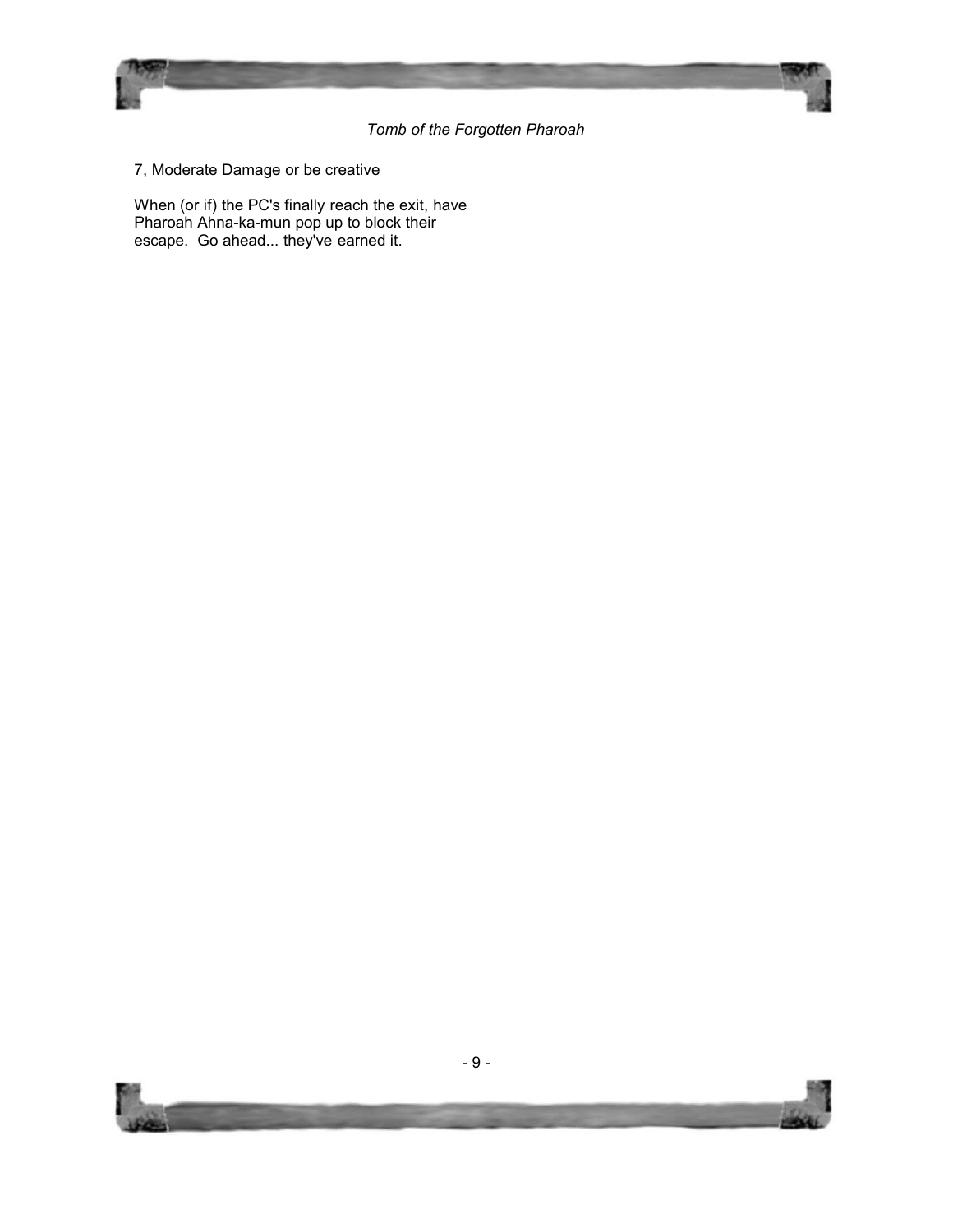7, Moderate Damage or be creative

When (or if) the PC's finally reach the exit, have Pharoah Ahna-ka-mun pop up to block their escape. Go ahead... they've earned it.